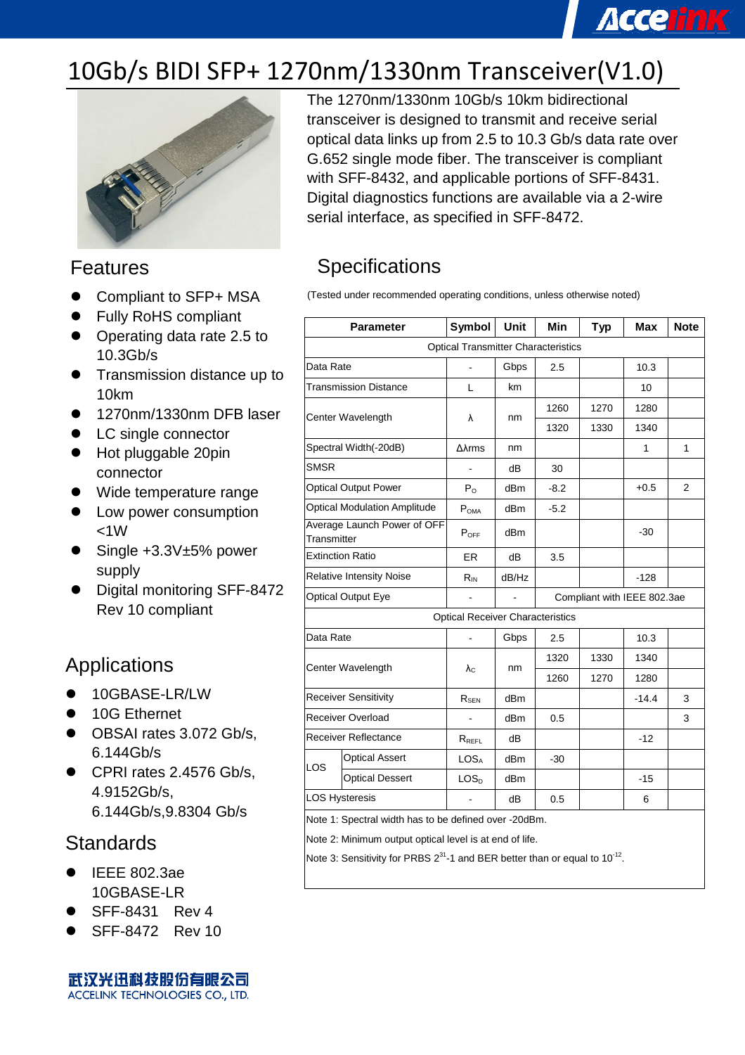# 10Gb/s BIDI SFP+ 1270nm/1330nm Transceiver(V1.0)

The 1270nm/1330nm 10Gb/s 10km bidirectional transceiver is designed to transmit and receive serial optical data links up from 2.5 to 10.3 Gb/s data rate over G.652 single mode fiber. The transceiver is compliant with SFF-8432, and applicable portions of SFF-8431. Digital diagnostics functions are available via a 2-wire serial interface, as specified in SFF-8472.

## Features

- Compliant to SFP+ MSA
- Fully RoHS compliant
- Operating data rate 2.5 to 10.3Gb/s
- Transmission distance up to 10km
- 1270nm/1330nm DFB laser
- LC single connector
- Hot pluggable 20pin connector
- Wide temperature range
- Low power consumption <1W
- Single +3.3V±5% power supply
- Digital monitoring SFF-8472 Rev 10 compliant

## Applications

- 10GBASE-LR/LW
- 10G Ethernet
- OBSAI rates 3.072 Gb/s, 6.144Gb/s
- CPRI rates 2.4576 Gb/s, 4.9152Gb/s, 6.144Gb/s,9.8304 Gb/s

## Standards

- IEEE 802.3ae 10GBASE-LR
- SFF-8431 Rev 4
- SFF-8472 Rev 10

## Specifications

(Tested under recommended operating conditions, unless otherwise noted)

| Parameter | | Symbol | Unit | Min | Typ | Max | Note |
|---|---|---|---|---|---|---|---|
| Optical Transmitter Characteristics | | | | | | | |
| Data Rate | | - | Gbps | 2.5 | | 10.3 | |
| Transmission Distance | | L | km | | | 10 | |
| Center Wavelength | | λ | nm | 1260 | 1270 | 1280 | |
| | | | | 1320 | 1330 | 1340 | |
| Spectral Width(-20dB) | | Δλrms | nm | | | 1 | 1 |
| SMSR | | - | dB | 30 | | | |
| Optical Output Power | | $P_O$ | dBm | -8.2 | | +0.5 | 2 |
| Optical Modulation Amplitude | | $P_{OMA}$ | dBm | -5.2 | | | |
| Average Launch Power of OFF Transmitter | | $P_{OFF}$ | dBm | | | -30 | |
| Extinction Ratio | | ER | dB | 3.5 | | | |
| Relative Intensity Noise | | $R_{IN}$ | dB/Hz | | | -128 | |
| Optical Output Eye | | - | - | Compliant with IEEE 802.3ae | | | |
| Optical Receiver Characteristics | | | | | | | |
| Data Rate | | - | Gbps | 2.5 | | 10.3 | |
| Center Wavelength | | $λ_C$ | nm | 1320 | 1330 | 1340 | |
| | | | | 1260 | 1270 | 1280 | |
| Receiver Sensitivity | | $R_{SEN}$ | dBm | | | -14.4 | 3 |
| Receiver Overload | | - | dBm | 0.5 | | | 3 |
| Receiver Reflectance | | $R_{REFL}$ | dB | | | -12 | |
| LOS | Optical Assert | $LOS_A$ | dBm | -30 | | | |
| | Optical Dessert | $LOS_D$ | dBm | | | -15 | |
| LOS Hysteresis | | - | dB | 0.5 | | 6 | |

Note 1: Spectral width has to be defined over -20dBm.

Note 2: Minimum output optical level is at end of life.

Note 3: Sensitivity for PRBS $2^{31}$-1 and BER better than or equal to $10^{-12}$.

武汉光迅科技股份有限公司
ACCELINK TECHNOLOGIES CO., LTD.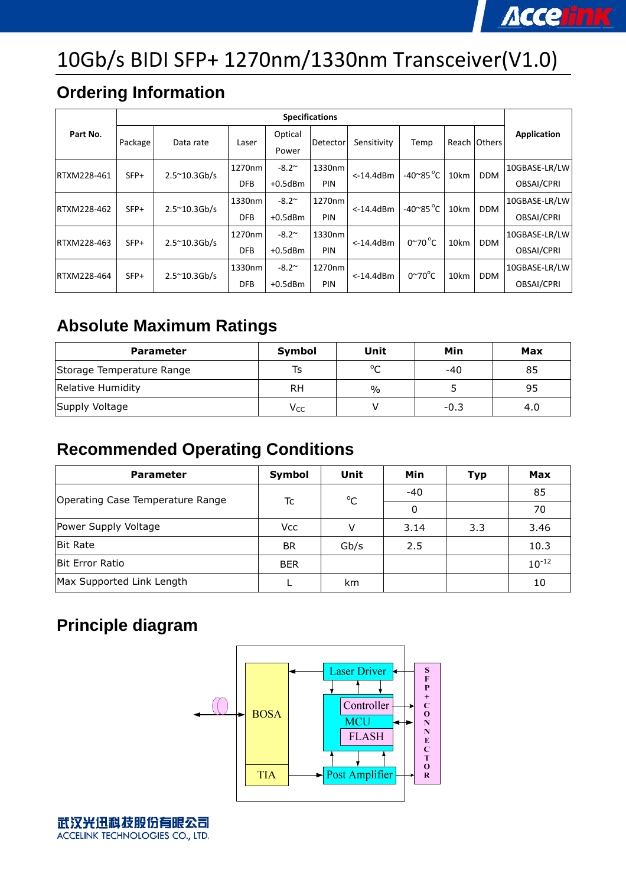# 10Gb/s BIDI SFP+ 1270nm/1330nm Transceiver(V1.0)

## Ordering Information

| Part No. | Specifications | | | | | | | | | Application |
|---|---|---|---|---|---|---|---|---|---|---|
| | Package | Data rate | Laser | Optical Power | Detector | Sensitivity | Temp | Reach | Others | |
| RTXM228-461 | SFP+ | 2.5~10.3Gb/s | 1270nm DFB | -8.2~ +0.5dBm | 1330nm PIN | <-14.4dBm | -40~85°C | 10km | DDM | 10GBASE-LR/LW OBSAI/CPRI |
| RTXM228-462 | SFP+ | 2.5~10.3Gb/s | 1330nm DFB | -8.2~ +0.5dBm | 1270nm PIN | <-14.4dBm | -40~85°C | 10km | DDM | 10GBASE-LR/LW OBSAI/CPRI |
| RTXM228-463 | SFP+ | 2.5~10.3Gb/s | 1270nm DFB | -8.2~ +0.5dBm | 1330nm PIN | <-14.4dBm | 0~70°C | 10km | DDM | 10GBASE-LR/LW OBSAI/CPRI |
| RTXM228-464 | SFP+ | 2.5~10.3Gb/s | 1330nm DFB | -8.2~ +0.5dBm | 1270nm PIN | <-14.4dBm | 0~70°C | 10km | DDM | 10GBASE-LR/LW OBSAI/CPRI |

## Absolute Maximum Ratings

| Parameter | Symbol | Unit | Min | Max |
|---|---|---|---|---|
| Storage Temperature Range | Ts | °C | -40 | 85 |
| Relative Humidity | RH | % | 5 | 95 |
| Supply Voltage | $V_{CC}$ | V | -0.3 | 4.0 |

## Recommended Operating Conditions

| Parameter | Symbol | Unit | Min | Typ | Max |
|---|---|---|---|---|---|
| Operating Case Temperature Range | Tc | °C | -40 | | 85 |
| | | | 0 | | 70 |
| Power Supply Voltage | Vcc | V | 3.14 | 3.3 | 3.46 |
| Bit Rate | BR | Gb/s | 2.5 | | 10.3 |
| Bit Error Ratio | BER | | | | $10^{-12}$ |
| Max Supported Link Length | L | km | | | 10 |

## Principle diagram

BOSA
TIA
Laser Driver
Controller
MCU
FLASH
Post Amplifier
SFP+CONNECTOR

武汉光迅科技股份有限公司
ACCELINK TECHNOLOGIES CO., LTD.